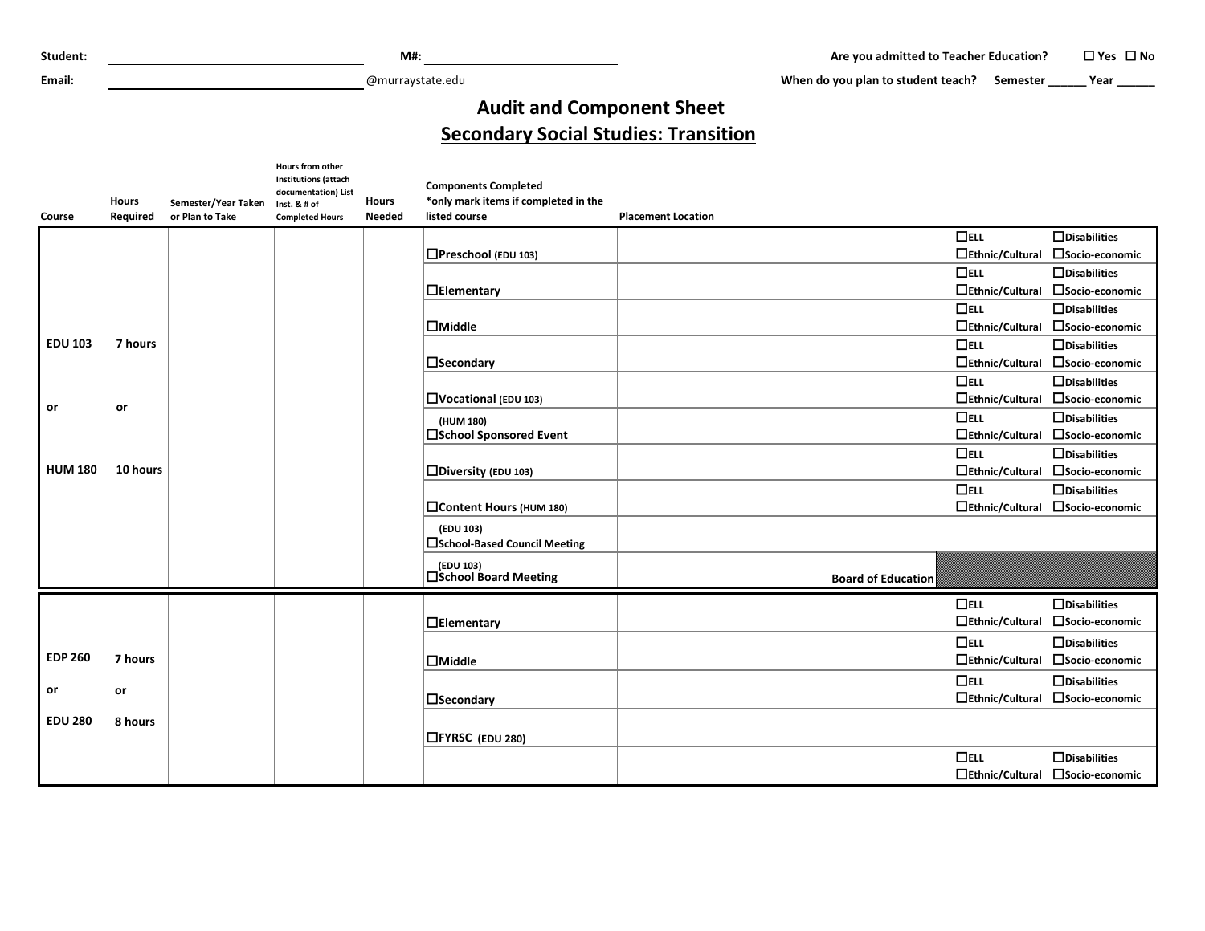Student: ______________________ M#: ______________________ Are you admitted to Teacher Education? ☐ Yes ☐ No

Email: ______________________@murraystate.edu When do you plan to student teach? Semester ______ Year ______

# Audit and Component Sheet

## Secondary Social Studies: Transition

| Course | Hours Required | Semester/Year Taken or Plan to Take | Hours from other Institutions (attach documentation) List Inst. & # of Completed Hours | Hours Needed | Components Completed *only mark items if completed in the listed course | Placement Location | | |
|---|---|---|---|---|---|---|---|---|
| EDU 103 or HUM 180 | 7 hours or 10 hours | | | | ☐Preschool (EDU 103) | | ☐ELL ☐Ethnic/Cultural | ☐Disabilities ☐Socio-economic |
| | | | | | ☐Elementary | | ☐ELL ☐Ethnic/Cultural | ☐Disabilities ☐Socio-economic |
| | | | | | ☐Middle | | ☐ELL ☐Ethnic/Cultural | ☐Disabilities ☐Socio-economic |
| | | | | | ☐Secondary | | ☐ELL ☐Ethnic/Cultural | ☐Disabilities ☐Socio-economic |
| | | | | | ☐Vocational (EDU 103) | | ☐ELL ☐Ethnic/Cultural | ☐Disabilities ☐Socio-economic |
| | | | | | (HUM 180) ☐School Sponsored Event | | ☐ELL ☐Ethnic/Cultural | ☐Disabilities ☐Socio-economic |
| | | | | | ☐Diversity (EDU 103) | | ☐ELL ☐Ethnic/Cultural | ☐Disabilities ☐Socio-economic |
| | | | | | ☐Content Hours (HUM 180) | | ☐ELL ☐Ethnic/Cultural | ☐Disabilities ☐Socio-economic |
| | | | | | (EDU 103) ☐School-Based Council Meeting | | | |
| | | | | | (EDU 103) ☐School Board Meeting | Board of Education | | |
| EDP 260 or EDU 280 | 7 hours or 8 hours | | | | ☐Elementary | | ☐ELL ☐Ethnic/Cultural | ☐Disabilities ☐Socio-economic |
| | | | | | ☐Middle | | ☐ELL ☐Ethnic/Cultural | ☐Disabilities ☐Socio-economic |
| | | | | | ☐Secondary | | ☐ELL ☐Ethnic/Cultural | ☐Disabilities ☐Socio-economic |
| | | | | | ☐FYRSC (EDU 280) | | | |
| | | | | | | | ☐ELL ☐Ethnic/Cultural | ☐Disabilities ☐Socio-economic |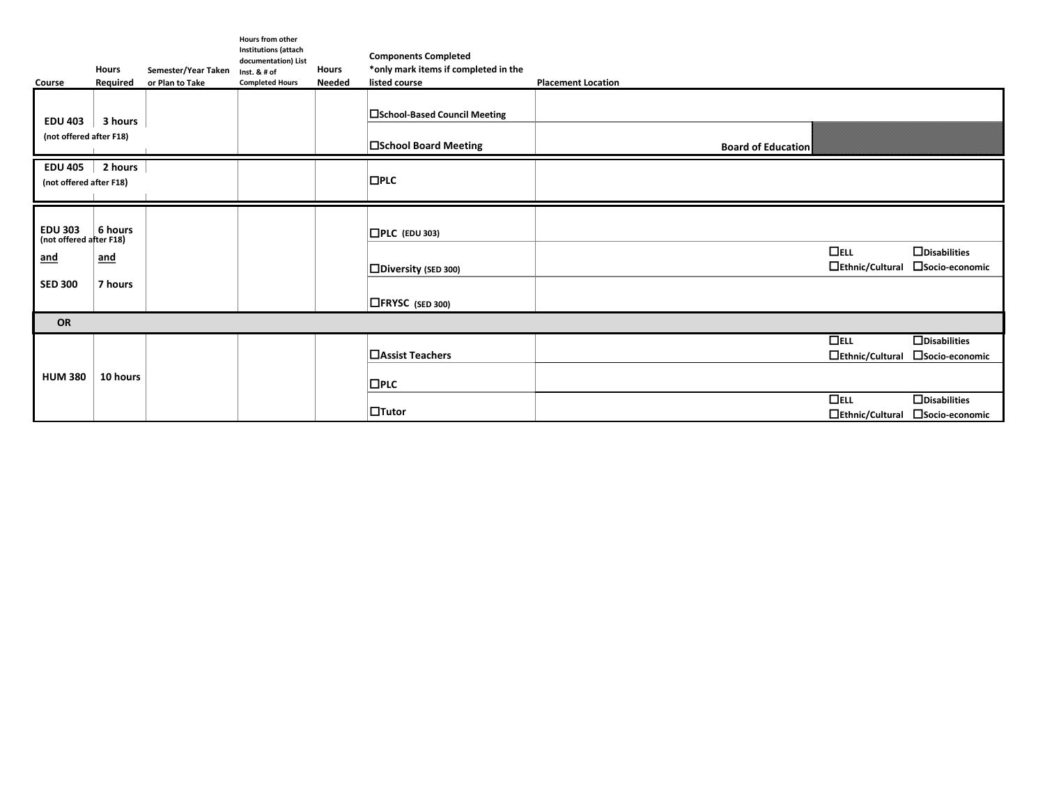| Course | Hours Required | Semester/Year Taken or Plan to Take | Hours from other Institutions (attach documentation) List Inst. & # of Completed Hours | Hours Needed | Components Completed *only mark items if completed in the listed course | Placement Location | | |
|---|---|---|---|---|---|---|---|---|
| **EDU 403** (not offered after F18) | 3 hours | | | | ☐School-Based Council Meeting | | | |
| | | | | | ☐School Board Meeting | Board of Education | | |
| **EDU 405** (not offered after F18) | 2 hours | | | | ☐PLC | | | |
| **EDU 303** (not offered after F18) | 6 hours | | | | ☐PLC (EDU 303) | | | |
| and | and | | | | ☐Diversity (SED 300) | | ☐ELL<br>☐Ethnic/Cultural | ☐Disabilities<br>☐Socio-economic |
| **SED 300** | 7 hours | | | | ☐FRYSC (SED 300) | | | |
| **OR** | | | | | | | | |
| **HUM 380** | 10 hours | | | | ☐Assist Teachers | | ☐ELL<br>☐Ethnic/Cultural | ☐Disabilities<br>☐Socio-economic |
| | | | | | ☐PLC | | | |
| | | | | | ☐Tutor | | ☐ELL<br>☐Ethnic/Cultural | ☐Disabilities<br>☐Socio-economic |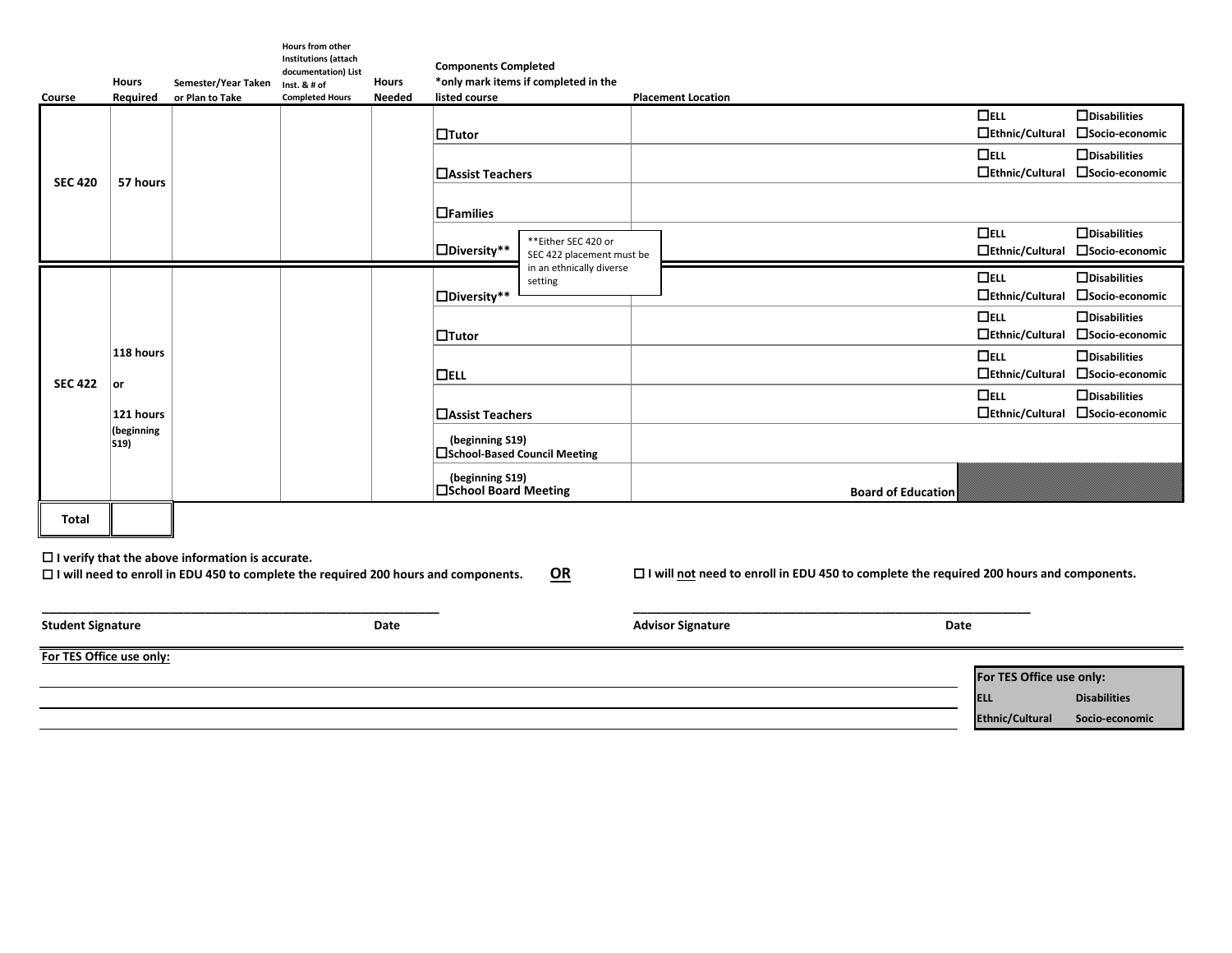| Course | Hours Required | Semester/Year Taken or Plan to Take | Hours from other Institutions (attach documentation) List Inst. & # of Completed Hours | Hours Needed | Components Completed *only mark items if completed in the listed course | Placement Location | | |
|---|---|---|---|---|---|---|---|---|
| SEC 420 | 57 hours | | | | ☐Tutor | | ☐ELL ☐Ethnic/Cultural | ☐Disabilities ☐Socio-economic |
| | | | | | ☐Assist Teachers | | ☐ELL ☐Ethnic/Cultural | ☐Disabilities ☐Socio-economic |
| | | | | | ☐Families | | | |
| | | | | | ☐Diversity** | | ☐ELL ☐Ethnic/Cultural | ☐Disabilities ☐Socio-economic |
| SEC 422 | 118 hours or 121 hours (beginning S19) | | | | ☐Diversity** | | ☐ELL ☐Ethnic/Cultural | ☐Disabilities ☐Socio-economic |
| | | | | | ☐Tutor | | ☐ELL ☐Ethnic/Cultural | ☐Disabilities ☐Socio-economic |
| | | | | | ☐ELL | | ☐ELL ☐Ethnic/Cultural | ☐Disabilities ☐Socio-economic |
| | | | | | ☐Assist Teachers | | ☐ELL ☐Ethnic/Cultural | ☐Disabilities ☐Socio-economic |
| | | | | | (beginning S19) ☐School-Based Council Meeting | | | |
| | | | | | (beginning S19) ☐School Board Meeting | Board of Education | | |
| Total | | | | | | | | |

**Either SEC 420 or SEC 422 placement must be in an ethnically diverse setting

☐ I verify that the above information is accurate.

☐ I will need to enroll in EDU 450 to complete the required 200 hours and components. **OR** ☐ I will not need to enroll in EDU 450 to complete the required 200 hours and components.

______________________________________________________________
**Student Signature** **Date**

______________________________________________________________
**Advisor Signature** **Date**

**For TES Office use only:**

| For TES Office use only: | |
|---|---|
| ELL | Disabilities |
| Ethnic/Cultural | Socio-economic |